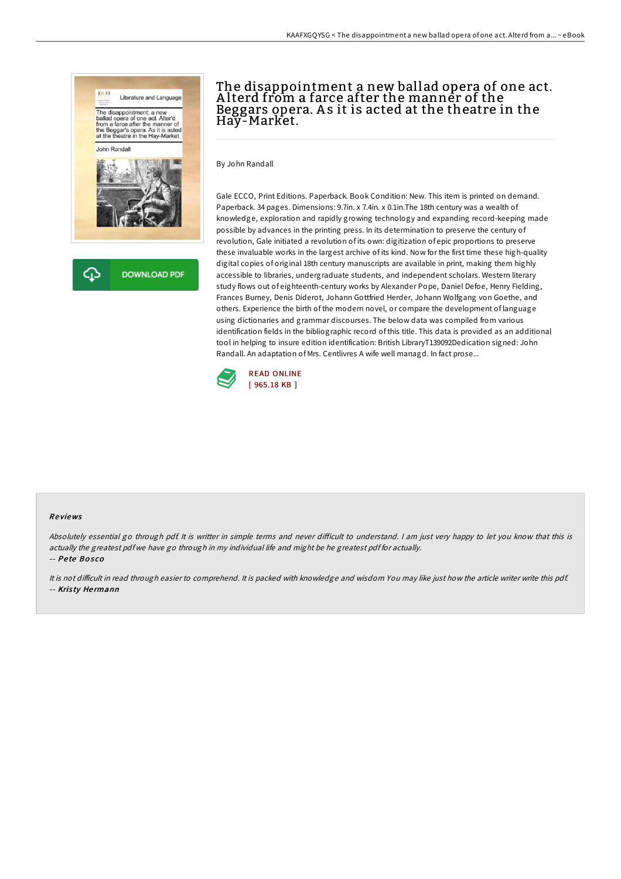# The disappointment a new ballad opera of one act. Alterd from a farce after the manner of the Beggars opera. As it is acted at the theatre in the Hay-Market.

By John Randall

Gale ECCO, Print Editions. Paperback. Book Condition: New. This item is printed on demand. Paperback. 34 pages. Dimensions: 9.7in. x 7.4in. x 0.1in.The 18th century was a wealth of knowledge, exploration and rapidly growing technology and expanding record-keeping made possible by advances in the printing press. In its determination to preserve the century of revolution, Gale initiated a revolution of its own: digitization of epic proportions to preserve these invaluable works in the largest archive of its kind. Now for the first time these high-quality digital copies of original 18th century manuscripts are available in print, making them highly accessible to libraries, undergraduate students, and independent scholars. Western literary study flows out of eighteenth-century works by Alexander Pope, Daniel Defoe, Henry Fielding, Frances Burney, Denis Diderot, Johann Gottfried Herder, Johann Wolfgang von Goethe, and others. Experience the birth of the modern novel, or compare the development of language using dictionaries and grammar discourses. The below data was compiled from various identification fields in the bibliographic record of this title. This data is provided as an additional tool in helping to insure edition identification: British LibraryT139092Dedication signed: John Randall. An adaptation of Mrs. Centlivres A wife well managd. In fact prose...

READ ONLINE
[ 965.18 KB ]

DOWNLOAD PDF

### Reviews

*Absolutely essential go through pdf. It is writter in simple terms and never difficult to understand. I am just very happy to let you know that this is actually the greatest pdf we have go through in my individual life and might be he greatest pdf for actually.*

-- *Pete Bosco*

*It is not difficult in read through easier to comprehend. It is packed with knowledge and wisdom You may like just how the article writer write this pdf.*

-- *Kristy Hermann*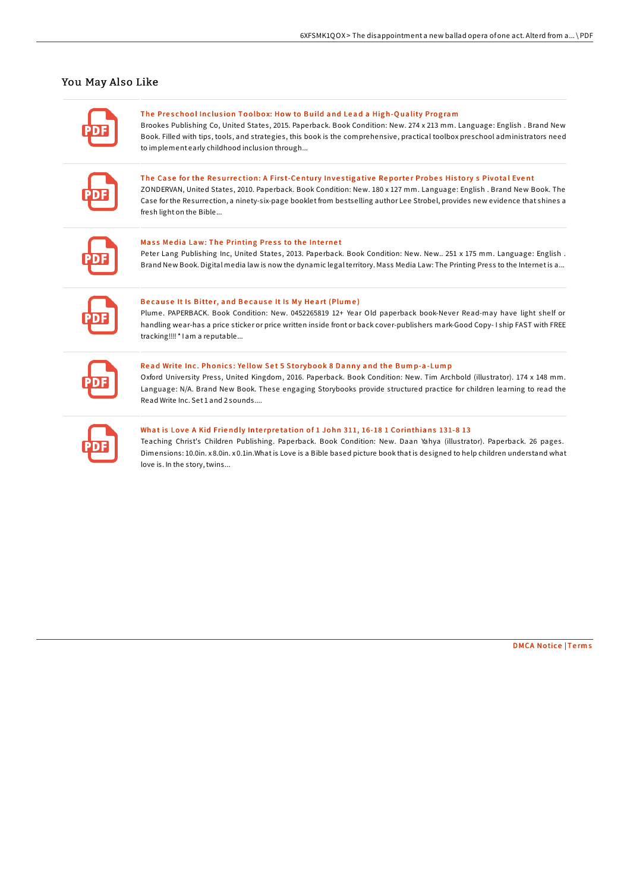## You May Also Like

### The Preschool Inclusion Toolbox: How to Build and Lead a High-Quality Program

Brookes Publishing Co, United States, 2015. Paperback. Book Condition: New. 274 x 213 mm. Language: English . Brand New Book. Filled with tips, tools, and strategies, this book is the comprehensive, practical toolbox preschool administrators need to implement early childhood inclusion through...

### The Case for the Resurrection: A First-Century Investigative Reporter Probes History s Pivotal Event

ZONDERVAN, United States, 2010. Paperback. Book Condition: New. 180 x 127 mm. Language: English . Brand New Book. The Case for the Resurrection, a ninety-six-page booklet from bestselling author Lee Strobel, provides new evidence that shines a fresh light on the Bible...

### Mass Media Law: The Printing Press to the Internet

Peter Lang Publishing Inc, United States, 2013. Paperback. Book Condition: New. New.. 251 x 175 mm. Language: English . Brand New Book. Digital media law is now the dynamic legal territory. Mass Media Law: The Printing Press to the Internet is a...

### Because It Is Bitter, and Because It Is My Heart (Plume)

Plume. PAPERBACK. Book Condition: New. 0452265819 12+ Year Old paperback book-Never Read-may have light shelf or handling wear-has a price sticker or price written inside front or back cover-publishers mark-Good Copy- I ship FAST with FREE tracking!!!! * I am a reputable...

### Read Write Inc. Phonics: Yellow Set 5 Storybook 8 Danny and the Bump-a-Lump

Oxford University Press, United Kingdom, 2016. Paperback. Book Condition: New. Tim Archbold (illustrator). 174 x 148 mm. Language: N/A. Brand New Book. These engaging Storybooks provide structured practice for children learning to read the Read Write Inc. Set 1 and 2 sounds....

### What is Love A Kid Friendly Interpretation of 1 John 311, 16-18 1 Corinthians 131-8 13

Teaching Christ's Children Publishing. Paperback. Book Condition: New. Daan Yahya (illustrator). Paperback. 26 pages. Dimensions: 10.0in. x 8.0in. x 0.1in.What is Love is a Bible based picture book that is designed to help children understand what love is. In the story, twins...

DMCA Notice | Terms